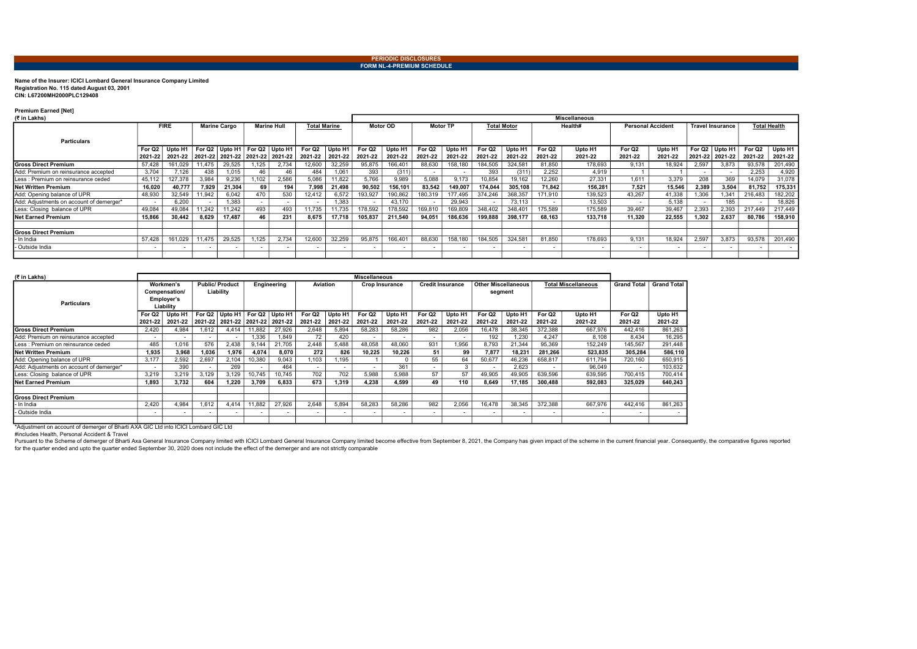**PERIODIC DISCLOSURES**

**FORM NL-4-PREMIUM SCHEDULE**

**Name of the Insurer: ICICI Lombard General Insurance Company Limited**
**Registration No. 115 dated August 03, 2001**
**CIN: L67200MH2000PLC129408**

**Premium Earned [Net]**
**(₹ in Lakhs)**

| Particulars | FIRE | | Marine Cargo | | Marine Hull | | Total Marine | | Miscellaneous | | | | | | | | | | | | | | | |
|---|---|---|---|---|---|---|---|---|---|---|---|---|---|---|---|---|---|---|---|---|---|---|---|---|
| | | | | | | | | | Motor OD | | Motor TP | | Total Motor | | Health# | | Personal Accident | | Travel Insurance | | Total Health | | | |
| | For Q2 2021-22 | Upto H1 2021-22 | For Q2 2021-22 | Upto H1 2021-22 | For Q2 2021-22 | Upto H1 2021-22 | For Q2 2021-22 | Upto H1 2021-22 | For Q2 2021-22 | Upto H1 2021-22 | For Q2 2021-22 | Upto H1 2021-22 | For Q2 2021-22 | Upto H1 2021-22 | For Q2 2021-22 | Upto H1 2021-22 | For Q2 2021-22 | Upto H1 2021-22 | For Q2 2021-22 | Upto H1 2021-22 | For Q2 2021-22 | Upto H1 2021-22 | | |
| **Gross Direct Premium** | 57,428 | 161,029 | 11,475 | 29,525 | 1,125 | 2,734 | 12,600 | 32,259 | 95,875 | 166,401 | 88,630 | 158,180 | 184,505 | 324,581 | 81,850 | 178,693 | 9,131 | 18,924 | 2,597 | 3,873 | 93,578 | 201,490 | | |
| Add: Premium on reinsurance accepted | 3,704 | 7,126 | 438 | 1,015 | 46 | 46 | 484 | 1,061 | 393 | (311) | - | - | 393 | (311) | 2,252 | 4,919 | 1 | 1 | - | - | 2,253 | 4,920 | | |
| Less : Premium on reinsurance ceded | 45,112 | 127,378 | 3,984 | 9,236 | 1,102 | 2,586 | 5,086 | 11,822 | 5,766 | 9,989 | 5,088 | 9,173 | 10,854 | 19,162 | 12,260 | 27,331 | 1,611 | 3,379 | 208 | 369 | 14,079 | 31,078 | | |
| **Net Written Premium** | 16,020 | 40,777 | 7,929 | 21,304 | 69 | 194 | 7,998 | 21,498 | 90,502 | 156,101 | 83,542 | 149,007 | 174,044 | 305,108 | 71,842 | 156,281 | 7,521 | 15,546 | 2,389 | 3,504 | 81,752 | 175,331 | | |
| Add: Opening balance of UPR | 48,930 | 32,549 | 11,942 | 6,042 | 470 | 530 | 12,412 | 6,572 | 193,927 | 190,862 | 180,319 | 177,495 | 374,246 | 368,357 | 171,910 | 139,523 | 43,267 | 41,338 | 1,306 | 1,341 | 216,483 | 182,202 | | |
| Add: Adjustments on account of demerger* | - | 6,200 | - | 1,383 | - | - | - | 1,383 | - | 43,170 | - | 29,943 | - | 73,113 | - | 13,503 | - | 5,138 | - | 185 | - | 18,826 | | |
| Less: Closing balance of UPR | 49,084 | 49,084 | 11,242 | 11,242 | 493 | 493 | 11,735 | 11,735 | 178,592 | 178,592 | 169,810 | 169,809 | 348,402 | 348,401 | 175,589 | 175,589 | 39,467 | 39,467 | 2,393 | 2,393 | 217,449 | 217,449 | | |
| **Net Earned Premium** | 15,866 | 30,442 | 8,629 | 17,487 | 46 | 231 | 8,675 | 17,718 | 105,837 | 211,540 | 94,051 | 186,636 | 199,888 | 398,177 | 68,163 | 133,718 | 11,320 | 22,555 | 1,302 | 2,637 | 80,786 | 158,910 | | |
| | | | | | | | | | | | | | | | | | | | | | | | | |
| **Gross Direct Premium** | | | | | | | | | | | | | | | | | | | | | | | | |
| - In India | 57,428 | 161,029 | 11,475 | 29,525 | 1,125 | 2,734 | 12,600 | 32,259 | 95,875 | 166,401 | 88,630 | 158,180 | 184,505 | 324,581 | 81,850 | 178,693 | 9,131 | 18,924 | 2,597 | 3,873 | 93,578 | 201,490 | | |
| - Outside India | - | - | - | - | - | - | - | - | - | - | - | - | - | - | - | - | - | - | - | - | - | - | | |

**(₹ in Lakhs)**

| Particulars | Miscellaneous | | | | | | | | | | | | | | | | Grand Total | Grand Total |
|---|---|---|---|---|---|---|---|---|---|---|---|---|---|---|---|---|---|---|
| | Workmen's Compensation/ Employer's Liability | | Public/ Product Liability | | Engineering | | Aviation | | Crop Insurance | | Credit Insurance | | Other Miscellaneous segment | | Total Miscellaneous | | | |
| | For Q2 2021-22 | Upto H1 2021-22 | For Q2 2021-22 | Upto H1 2021-22 | For Q2 2021-22 | Upto H1 2021-22 | For Q2 2021-22 | Upto H1 2021-22 | For Q2 2021-22 | Upto H1 2021-22 | For Q2 2021-22 | Upto H1 2021-22 | For Q2 2021-22 | Upto H1 2021-22 | For Q2 2021-22 | Upto H1 2021-22 | For Q2 2021-22 | Upto H1 2021-22 |
| **Gross Direct Premium** | 2,420 | 4,984 | 1,612 | 4,414 | 11,882 | 27,926 | 2,648 | 5,894 | 58,283 | 58,286 | 982 | 2,056 | 16,478 | 38,345 | 372,388 | 667,976 | 442,416 | 861,263 |
| Add: Premium on reinsurance accepted | - | - | - | - | 1,336 | 1,849 | 72 | 420 | - | - | - | - | 192 | 1,230 | 4,247 | 8,108 | 8,434 | 16,295 |
| Less : Premium on reinsurance ceded | 485 | 1,016 | 576 | 2,438 | 9,144 | 21,705 | 2,448 | 5,488 | 48,058 | 48,060 | 931 | 1,956 | 8,793 | 21,344 | 95,369 | 152,249 | 145,567 | 291,448 |
| **Net Written Premium** | 1,935 | 3,968 | 1,036 | 1,976 | 4,074 | 8,070 | 272 | 826 | 10,225 | 10,226 | 51 | 99 | 7,877 | 18,231 | 281,266 | 523,835 | 305,284 | 586,110 |
| Add: Opening balance of UPR | 3,177 | 2,592 | 2,697 | 2,104 | 10,380 | 9,043 | 1,103 | 1,195 | 1 | 0 | 55 | 64 | 50,677 | 46,236 | 658,817 | 611,794 | 720,160 | 650,915 |
| Add: Adjustments on account of demerger* | - | 390 | - | 269 | - | 464 | - | - | - | 361 | - | 3 | - | 2,623 | - | 96,049 | - | 103,632 |
| Less: Closing balance of UPR | 3,219 | 3,219 | 3,129 | 3,129 | 10,745 | 10,745 | 702 | 702 | 5,988 | 5,988 | 57 | 57 | 49,905 | 49,905 | 639,596 | 639,595 | 700,415 | 700,414 |
| **Net Earned Premium** | 1,893 | 3,732 | 604 | 1,220 | 3,709 | 6,833 | 673 | 1,319 | 4,238 | 4,599 | 49 | 110 | 8,649 | 17,185 | 300,488 | 592,083 | 325,029 | 640,243 |
| | | | | | | | | | | | | | | | | | | |
| **Gross Direct Premium** | | | | | | | | | | | | | | | | | | |
| - In India | 2,420 | 4,984 | 1,612 | 4,414 | 11,882 | 27,926 | 2,648 | 5,894 | 58,283 | 58,286 | 982 | 2,056 | 16,478 | 38,345 | 372,388 | 667,976 | 442,416 | 861,263 |
| - Outside India | - | - | - | - | - | - | - | - | - | - | - | - | - | - | - | - | - | - |

*Adjustment on account of demerger of Bharti AXA GIC Ltd into ICICI Lombard GIC Ltd

#includes Health, Personal Accident & Travel

Pursuant to the Scheme of demerger of Bharti Axa General Insurance Company limited with ICICI Lombard General Insurance Company limited become effective from September 8, 2021, the Company has given impact of the scheme in the current financial year. Consequently, the comparative figures reported for the quarter ended and upto the quarter ended September 30, 2020 does not include the effect of the demerger and are not strictly comparable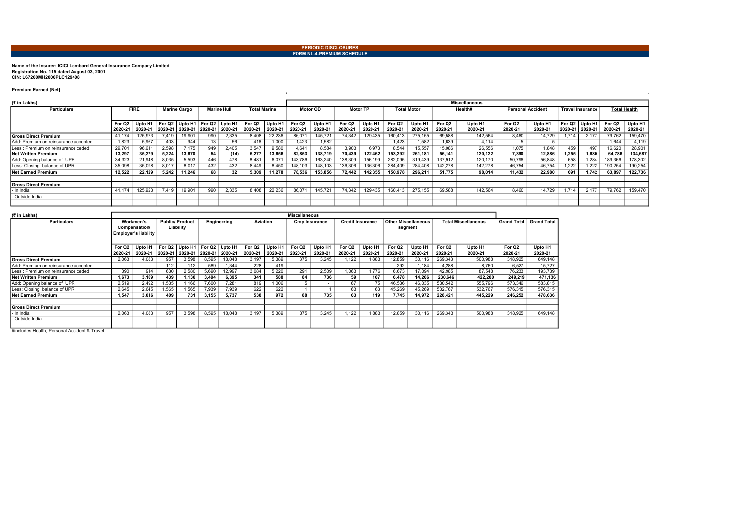**PERIODIC DISCLOSURES**

**FORM NL-4-PREMIUM SCHEDULE**

**Name of the Insurer: ICICI Lombard General Insurance Company Limited**
**Registration No. 115 dated August 03, 2001**
**CIN: L67200MH2000PLC129408**

**Premium Earned [Net]**

(₹ in Lakhs)

| Particulars | FIRE | | Marine Cargo | | Marine Hull | | Total Marine | | Miscellaneous | | | | | | | | | | | | | | | |
|---|---|---|---|---|---|---|---|---|---|---|---|---|---|---|---|---|---|---|---|---|---|---|---|---|
| | | | | | | | | | Motor OD | | Motor TP | | Total Motor | | Health# | | Personal Accident | | Travel Insurance | | Total Health | | | |
| | For Q2 2020-21 | Upto H1 2020-21 | For Q2 2020-21 | Upto H1 2020-21 | For Q2 2020-21 | Upto H1 2020-21 | For Q2 2020-21 | Upto H1 2020-21 | For Q2 2020-21 | Upto H1 2020-21 | For Q2 2020-21 | Upto H1 2020-21 | For Q2 2020-21 | Upto H1 2020-21 | For Q2 2020-21 | Upto H1 2020-21 | For Q2 2020-21 | Upto H1 2020-21 | For Q2 2020-21 | Upto H1 2020-21 | For Q2 2020-21 | Upto H1 2020-21 | | |
| **Gross Direct Premium** | 41,174 | 125,923 | 7,419 | 19,901 | 990 | 2,335 | 8,408 | 22,236 | 86,071 | 145,721 | 74,342 | 129,435 | 160,413 | 275,155 | 69,588 | 142,564 | 8,460 | 14,729 | 1,714 | 2,177 | 79,762 | 159,470 | | |
| Add: Premium on reinsurance accepted | 1,823 | 5,967 | 403 | 944 | 13 | 56 | 416 | 1,000 | 1,423 | 1,582 | - | - | 1,423 | 1,582 | 1,639 | 4,114 | 5 | 5 | - | - | 1,644 | 4,119 | | |
| Less : Premium on reinsurance ceded | 29,701 | 96,611 | 2,598 | 7,175 | 949 | 2,405 | 3,547 | 9,580 | 4,641 | 8,584 | 3,903 | 6,973 | 8,544 | 15,557 | 15,086 | 26,556 | 1,075 | 1,848 | 459 | 497 | 16,620 | 28,901 | | |
| **Net Written Premium** | **13,297** | **35,279** | **5,224** | **13,670** | **54** | **(14)** | **5,277** | **13,656** | **82,853** | **138,719** | **70,439** | **122,462** | **153,292** | **261,181** | **56,141** | **120,122** | **7,390** | **12,886** | **1,255** | **1,680** | **64,786** | **134,687** | | |
| Add: Opening balance of UPR | 34,323 | 21,948 | 8,035 | 5,593 | 446 | 478 | 8,481 | 6,071 | 143,786 | 163,240 | 138,309 | 156,199 | 282,095 | 319,439 | 137,912 | 120,170 | 50,796 | 56,848 | 658 | 1,284 | 189,366 | 178,302 | | |
| Less: Closing balance of UPR | 35,098 | 35,098 | 8,017 | 8,017 | 432 | 432 | 8,449 | 8,450 | 148,103 | 148,103 | 136,306 | 136,306 | 284,409 | 284,408 | 142,278 | 142,278 | 46,754 | 46,754 | 1,222 | 1,222 | 190,254 | 190,254 | | |
| **Net Earned Premium** | **12,522** | **22,129** | **5,242** | **11,246** | **68** | **32** | **5,309** | **11,278** | **78,536** | **153,856** | **72,442** | **142,355** | **150,978** | **296,211** | **51,775** | **98,014** | **11,432** | **22,980** | **691** | **1,742** | **63,897** | **122,736** | | |
| | | | | | | | | | | | | | | | | | | | | | | | | |
| **Gross Direct Premium** | | | | | | | | | | | | | | | | | | | | | | | | |
| - In India | 41,174 | 125,923 | 7,419 | 19,901 | 990 | 2,335 | 8,408 | 22,236 | 86,071 | 145,721 | 74,342 | 129,435 | 160,413 | 275,155 | 69,588 | 142,564 | 8,460 | 14,729 | 1,714 | 2,177 | 79,762 | 159,470 | | |
| - Outside India | - | - | - | - | - | - | - | - | - | - | - | - | - | - | - | - | - | - | - | - | - | - | | |

(₹ in Lakhs)

| Particulars | Miscellaneous | | | | | | | | | | | | | | | | Grand Total | Grand Total |
|---|---|---|---|---|---|---|---|---|---|---|---|---|---|---|---|---|---|---|
| | Workmen's Compensation/ Employer's liability | | Public/ Product Liability | | Engineering | | Aviation | | Crop Insurance | | Credit Insurance | | Other Miscellaneous segment | | Total Miscellaneous | | | |
| | For Q2 2020-21 | Upto H1 2020-21 | For Q2 2020-21 | Upto H1 2020-21 | For Q2 2020-21 | Upto H1 2020-21 | For Q2 2020-21 | Upto H1 2020-21 | For Q2 2020-21 | Upto H1 2020-21 | For Q2 2020-21 | Upto H1 2020-21 | For Q2 2020-21 | Upto H1 2020-21 | For Q2 2020-21 | Upto H1 2020-21 | For Q2 2020-21 | Upto H1 2020-21 |
| **Gross Direct Premium** | 2,063 | 4,083 | 957 | 3,598 | 8,595 | 18,048 | 3,197 | 5,389 | 375 | 3,245 | 1,122 | 1,883 | 12,859 | 30,116 | 269,343 | 500,988 | 318,925 | 649,148 |
| Add: Premium on reinsurance accepted | - | - | 112 | 112 | 589 | 1,344 | 228 | 419 | - | - | - | - | 292 | 1,184 | 4,288 | 8,760 | 6,527 | 15,727 |
| Less : Premium on reinsurance ceded | 390 | 914 | 630 | 2,580 | 5,690 | 12,997 | 3,084 | 5,220 | 291 | 2,509 | 1,063 | 1,776 | 6,673 | 17,094 | 42,985 | 87,548 | 76,233 | 193,739 |
| **Net Written Premium** | **1,673** | **3,169** | **439** | **1,130** | **3,494** | **6,395** | **341** | **588** | **84** | **736** | **59** | **107** | **6,478** | **14,206** | **230,646** | **422,200** | **249,219** | **471,136** |
| Add: Opening balance of UPR | 2,519 | 2,492 | 1,535 | 1,166 | 7,600 | 7,281 | 819 | 1,006 | 5 | - | 67 | 75 | 46,536 | 46,035 | 530,542 | 555,796 | 573,346 | 583,815 |
| Less: Closing balance of UPR | 2,645 | 2,645 | 1,565 | 1,565 | 7,939 | 7,939 | 622 | 622 | 1 | 1 | 63 | 63 | 45,269 | 45,269 | 532,767 | 532,767 | 576,315 | 576,315 |
| **Net Earned Premium** | **1,547** | **3,016** | **409** | **731** | **3,155** | **5,737** | **538** | **972** | **88** | **735** | **63** | **119** | **7,745** | **14,972** | **228,421** | **445,229** | **246,252** | **478,636** |
| | | | | | | | | | | | | | | | | | | |
| **Gross Direct Premium** | | | | | | | | | | | | | | | | | | |
| - In India | 2,063 | 4,083 | 957 | 3,598 | 8,595 | 18,048 | 3,197 | 5,389 | 375 | 3,245 | 1,122 | 1,883 | 12,859 | 30,116 | 269,343 | 500,988 | 318,925 | 649,148 |
| - Outside India | - | - | - | - | - | - | - | - | - | - | - | - | - | - | - | - | - | - |

#includes Health, Personal Accident & Travel